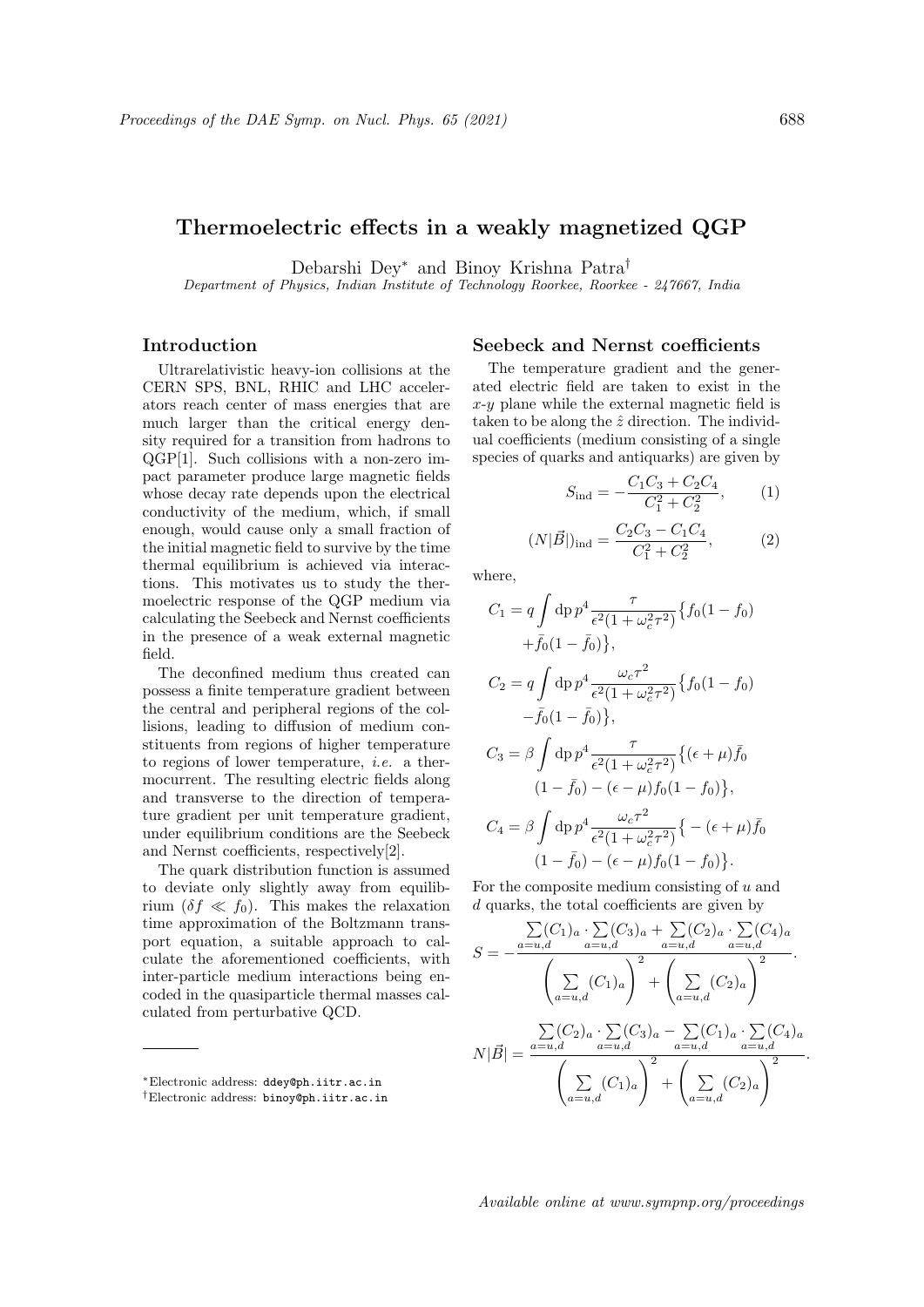# Thermoelectric effects in a weakly magnetized QGP

Debarshi Dey[*] and Binoy Krishna Patra[†]

*Department of Physics, Indian Institute of Technology Roorkee, Roorkee - 247667, India*

## Introduction

Ultrarelativistic heavy-ion collisions at the CERN SPS, BNL, RHIC and LHC accelerators reach center of mass energies that are much larger than the critical energy density required for a transition from hadrons to QGP[1]. Such collisions with a non-zero impact parameter produce large magnetic fields whose decay rate depends upon the electrical conductivity of the medium, which, if small enough, would cause only a small fraction of the initial magnetic field to survive by the time thermal equilibrium is achieved via interactions. This motivates us to study the thermoelectric response of the QGP medium via calculating the Seebeck and Nernst coefficients in the presence of a weak external magnetic field.

The deconfined medium thus created can possess a finite temperature gradient between the central and peripheral regions of the collisions, leading to diffusion of medium constituents from regions of higher temperature to regions of lower temperature, *i.e.* a thermocurrent. The resulting electric fields along and transverse to the direction of temperature gradient per unit temperature gradient, under equilibrium conditions are the Seebeck and Nernst coefficients, respectively[2].

The quark distribution function is assumed to deviate only slightly away from equilibrium ($\delta f \ll f_0$). This makes the relaxation time approximation of the Boltzmann transport equation, a suitable approach to calculate the aforementioned coefficients, with inter-particle medium interactions being encoded in the quasiparticle thermal masses calculated from perturbative QCD.

[*] Electronic address: ddey@ph.iitr.ac.in

[†] Electronic address: binoy@ph.iitr.ac.in

## Seebeck and Nernst coefficients

The temperature gradient and the generated electric field are taken to exist in the $x$-$y$ plane while the external magnetic field is taken to be along the $\hat{z}$ direction. The individual coefficients (medium consisting of a single species of quarks and antiquarks) are given by

$$S_{\rm ind} = -\frac{C_1C_3 + C_2C_4}{C_1^2 + C_2^2}, \tag{1}$$

$$(N|\vec{B}|)_{\rm ind} = \frac{C_2C_3 - C_1C_4}{C_1^2 + C_2^2}, \tag{2}$$

where,

$$C_1 = q\int {\rm d}p\, p^4 \frac{\tau}{\epsilon^2(1+\omega_c^2\tau^2)}\big\{f_0(1-f_0) + \bar{f}_0(1-\bar{f}_0)\big\},$$

$$C_2 = q\int {\rm d}p\, p^4 \frac{\omega_c\tau^2}{\epsilon^2(1+\omega_c^2\tau^2)}\big\{f_0(1-f_0) - \bar{f}_0(1-\bar{f}_0)\big\},$$

$$C_3 = \beta\int {\rm d}p\, p^4 \frac{\tau}{\epsilon^2(1+\omega_c^2\tau^2)}\big\{(\epsilon+\mu)\bar{f}_0(1-\bar{f}_0) - (\epsilon-\mu)f_0(1-f_0)\big\},$$

$$C_4 = \beta\int {\rm d}p\, p^4 \frac{\omega_c\tau^2}{\epsilon^2(1+\omega_c^2\tau^2)}\big\{-(\epsilon+\mu)\bar{f}_0(1-\bar{f}_0) - (\epsilon-\mu)f_0(1-f_0)\big\}.$$

For the composite medium consisting of $u$ and $d$ quarks, the total coefficients are given by

$$S = -\frac{\sum\limits_{a=u,d}(C_1)_a\cdot\sum\limits_{a=u,d}(C_3)_a + \sum\limits_{a=u,d}(C_2)_a\cdot\sum\limits_{a=u,d}(C_4)_a}{\left(\sum\limits_{a=u,d}(C_1)_a\right)^2 + \left(\sum\limits_{a=u,d}(C_2)_a\right)^2}.$$

$$N|\vec{B}| = \frac{\sum\limits_{a=u,d}(C_2)_a\cdot\sum\limits_{a=u,d}(C_3)_a - \sum\limits_{a=u,d}(C_1)_a\cdot\sum\limits_{a=u,d}(C_4)_a}{\left(\sum\limits_{a=u,d}(C_1)_a\right)^2 + \left(\sum\limits_{a=u,d}(C_2)_a\right)^2}.$$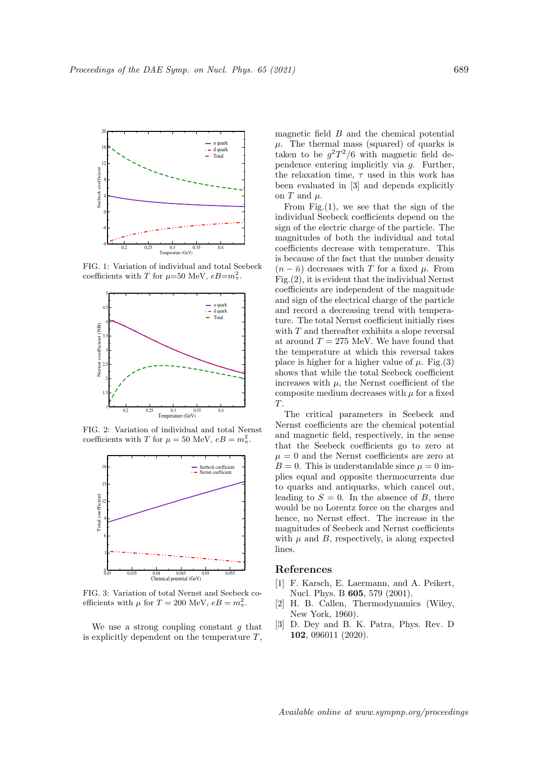20
16
12
8
4
0
-4
-8
Seebeck coefficient
0.2
0.25
0.3
0.35
0.4
Temperature (GeV)
u quark
d quark
Total

FIG. 1: Variation of individual and total Seebeck coefficients with $T$ for $\mu$=50 MeV, $eB$=$m_\pi^2$.

5
4.5
4
3.5
3
2.5
2
1.5
1
Nernst coefficient (NB)
0.2
0.25
0.3
0.35
0.4
Temperature (GeV)
u quark
d quark
Total

FIG. 2: Variation of individual and total Nernst coefficients with $T$ for $\mu = 50$ MeV, $eB = m_\pi^2$.

18
15
12
9
6
3
0
Total coefficient
0.03
0.035
0.04
0.045
0.05
0.055
Chemical potential (GeV)
Seebeck coefficient
Nernst coefficient

FIG. 3: Variation of total Nernst and Seebeck coefficients with $\mu$ for $T = 200$ MeV, $eB = m_\pi^2$.

We use a strong coupling constant $g$ that is explicitly dependent on the temperature $T$, magnetic field $B$ and the chemical potential $\mu$. The thermal mass (squared) of quarks is taken to be $g^2T^2/6$ with magnetic field dependence entering implicitly via $g$. Further, the relaxation time, $\tau$ used in this work has been evaluated in [3] and depends explicitly on $T$ and $\mu$.

From Fig.(1), we see that the sign of the individual Seebeck coefficients depend on the sign of the electric charge of the particle. The magnitudes of both the individual and total coefficients decrease with temperature. This is because of the fact that the number density $(n - \bar{n})$ decreases with $T$ for a fixed $\mu$. From Fig.(2), it is evident that the individual Nernst coefficients are independent of the magnitude and sign of the electrical charge of the particle and record a decreasing trend with temperature. The total Nernst coefficient initially rises with $T$ and thereafter exhibits a slope reversal at around $T = 275$ MeV. We have found that the temperature at which this reversal takes place is higher for a higher value of $\mu$. Fig.(3) shows that while the total Seebeck coefficient increases with $\mu$, the Nernst coefficient of the composite medium decreases with $\mu$ for a fixed $T$.

The critical parameters in Seebeck and Nernst coefficients are the chemical potential and magnetic field, respectively, in the sense that the Seebeck coefficients go to zero at $\mu = 0$ and the Nernst coefficients are zero at $B = 0$. This is understandable since $\mu = 0$ implies equal and opposite thermocurrents due to quarks and antiquarks, which cancel out, leading to $S = 0$. In the absence of $B$, there would be no Lorentz force on the charges and hence, no Nernst effect. The increase in the magnitudes of Seebeck and Nernst coefficients with $\mu$ and $B$, respectively, is along expected lines.

## References

[1] F. Karsch, E. Laermann, and A. Peikert, Nucl. Phys. B **605**, 579 (2001).

[2] H. B. Callen, Thermodynamics (Wiley, New York, 1960).

[3] D. Dey and B. K. Patra, Phys. Rev. D **102**, 096011 (2020).